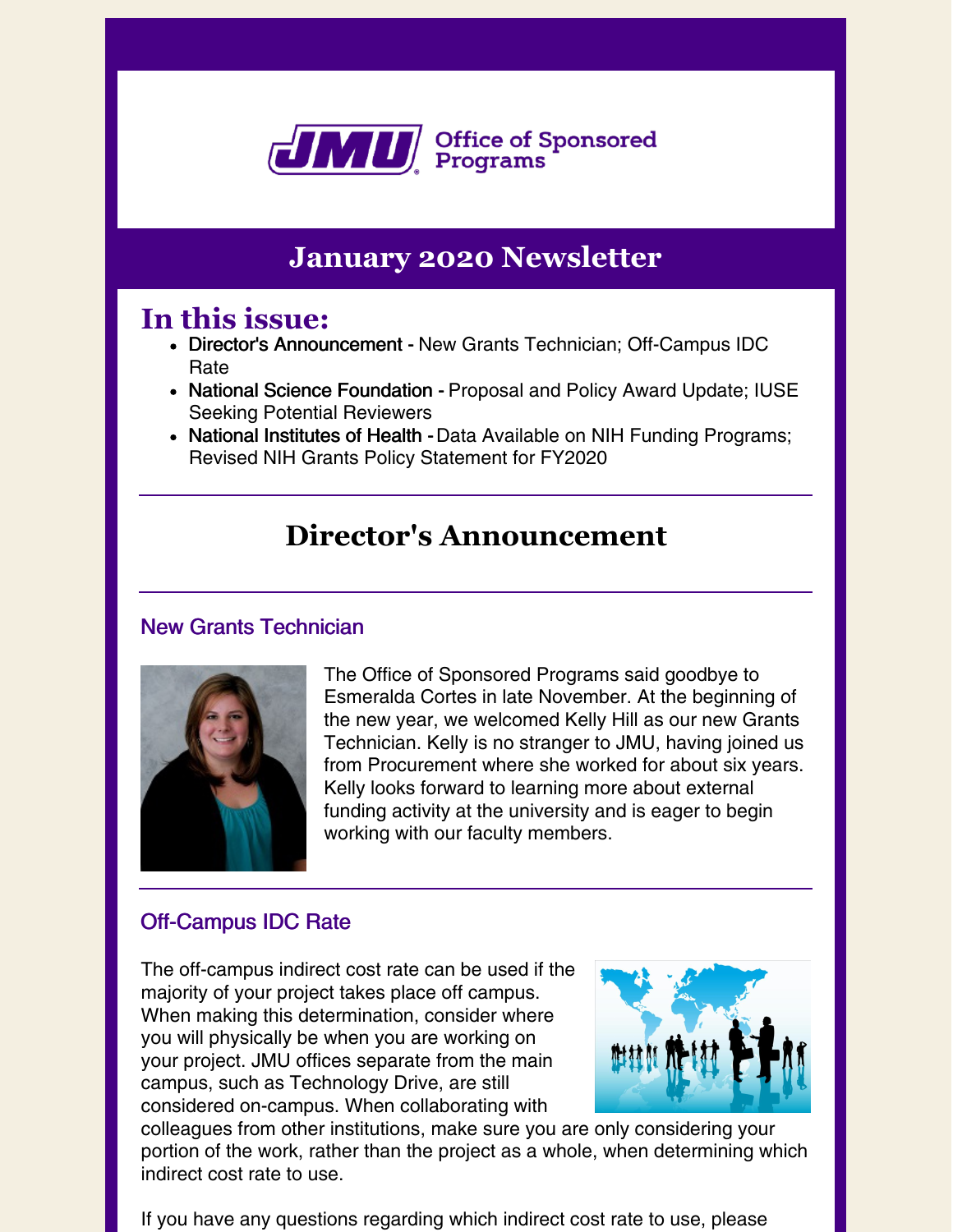JMU Office of Sponsored Programs

# January 2020 Newsletter

## In this issue:

- **Director's Announcement -** New Grants Technician; Off-Campus IDC Rate
- **National Science Foundation -** Proposal and Policy Award Update; IUSE Seeking Potential Reviewers
- **National Institutes of Health -** Data Available on NIH Funding Programs; Revised NIH Grants Policy Statement for FY2020

## Director's Announcement

### New Grants Technician

The Office of Sponsored Programs said goodbye to Esmeralda Cortes in late November. At the beginning of the new year, we welcomed Kelly Hill as our new Grants Technician. Kelly is no stranger to JMU, having joined us from Procurement where she worked for about six years. Kelly looks forward to learning more about external funding activity at the university and is eager to begin working with our faculty members.

### Off-Campus IDC Rate

The off-campus indirect cost rate can be used if the majority of your project takes place off campus. When making this determination, consider where you will physically be when you are working on your project. JMU offices separate from the main campus, such as Technology Drive, are still considered on-campus. When collaborating with colleagues from other institutions, make sure you are only considering your portion of the work, rather than the project as a whole, when determining which indirect cost rate to use.

If you have any questions regarding which indirect cost rate to use, please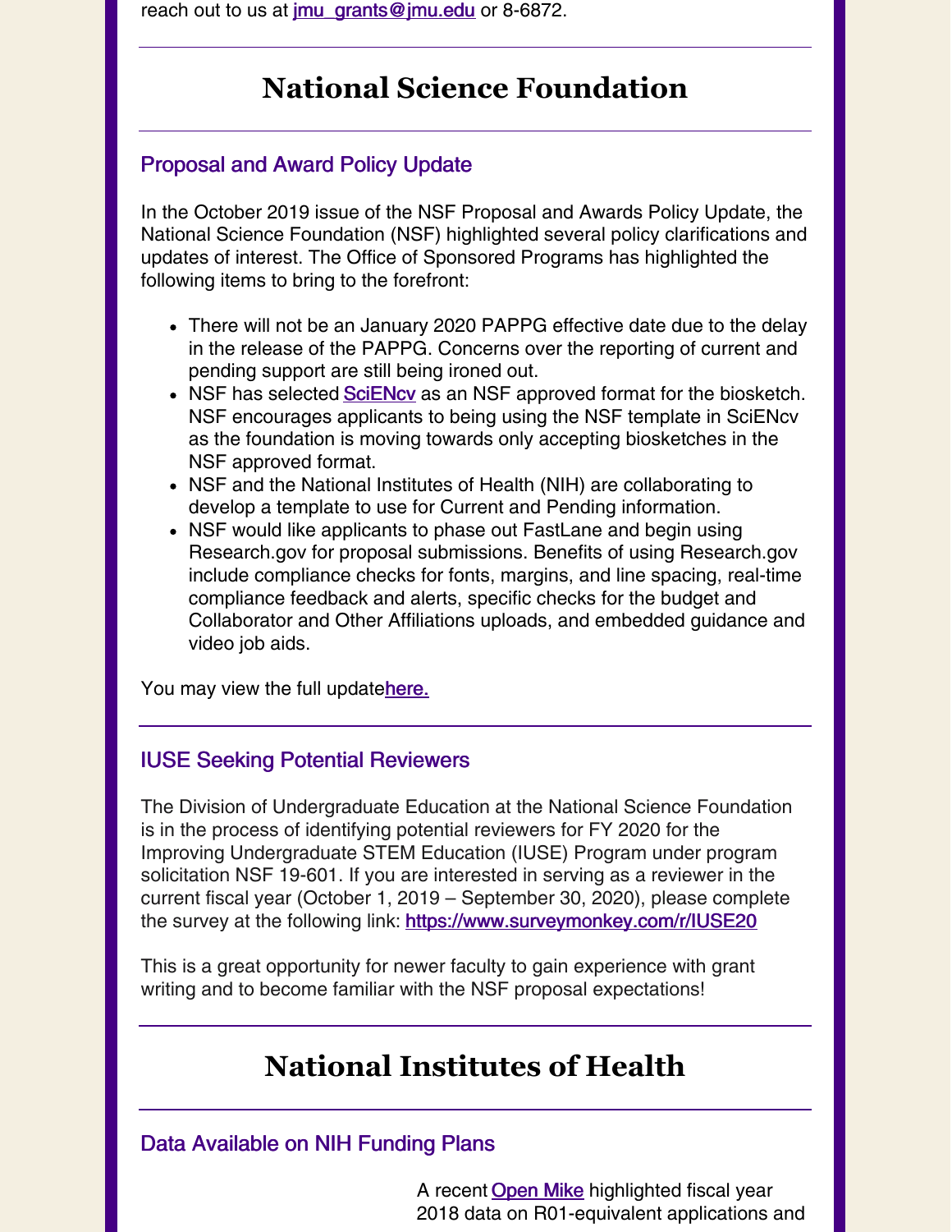reach out to us at jmu_grants@jmu.edu or 8-6872.

# National Science Foundation

### Proposal and Award Policy Update

In the October 2019 issue of the NSF Proposal and Awards Policy Update, the National Science Foundation (NSF) highlighted several policy clarifications and updates of interest. The Office of Sponsored Programs has highlighted the following items to bring to the forefront:

- There will not be an January 2020 PAPPG effective date due to the delay in the release of the PAPPG. Concerns over the reporting of current and pending support are still being ironed out.
- NSF has selected SciENcv as an NSF approved format for the biosketch. NSF encourages applicants to being using the NSF template in SciENcv as the foundation is moving towards only accepting biosketches in the NSF approved format.
- NSF and the National Institutes of Health (NIH) are collaborating to develop a template to use for Current and Pending information.
- NSF would like applicants to phase out FastLane and begin using Research.gov for proposal submissions. Benefits of using Research.gov include compliance checks for fonts, margins, and line spacing, real-time compliance feedback and alerts, specific checks for the budget and Collaborator and Other Affiliations uploads, and embedded guidance and video job aids.

You may view the full updatehere.

### IUSE Seeking Potential Reviewers

The Division of Undergraduate Education at the National Science Foundation is in the process of identifying potential reviewers for FY 2020 for the Improving Undergraduate STEM Education (IUSE) Program under program solicitation NSF 19-601. If you are interested in serving as a reviewer in the current fiscal year (October 1, 2019 – September 30, 2020), please complete the survey at the following link: https://www.surveymonkey.com/r/IUSE20

This is a great opportunity for newer faculty to gain experience with grant writing and to become familiar with the NSF proposal expectations!

# National Institutes of Health

### Data Available on NIH Funding Plans

A recent Open Mike highlighted fiscal year 2018 data on R01-equivalent applications and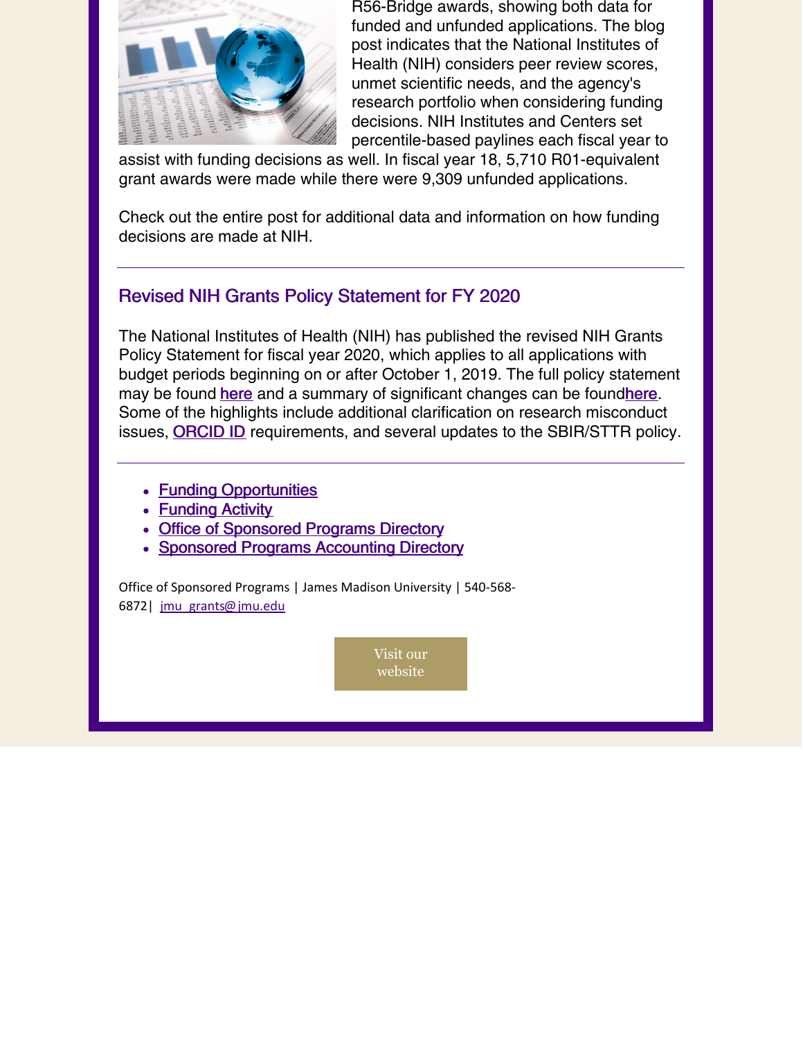R56-Bridge awards, showing both data for funded and unfunded applications. The blog post indicates that the National Institutes of Health (NIH) considers peer review scores, unmet scientific needs, and the agency's research portfolio when considering funding decisions. NIH Institutes and Centers set percentile-based paylines each fiscal year to assist with funding decisions as well. In fiscal year 18, 5,710 R01-equivalent grant awards were made while there were 9,309 unfunded applications.

Check out the entire post for additional data and information on how funding decisions are made at NIH.

---

## Revised NIH Grants Policy Statement for FY 2020

The National Institutes of Health (NIH) has published the revised NIH Grants Policy Statement for fiscal year 2020, which applies to all applications with budget periods beginning on or after October 1, 2019. The full policy statement may be found here and a summary of significant changes can be foundhere. Some of the highlights include additional clarification on research misconduct issues, ORCID ID requirements, and several updates to the SBIR/STTR policy.

---

- Funding Opportunities
- Funding Activity
- Office of Sponsored Programs Directory
- Sponsored Programs Accounting Directory

Office of Sponsored Programs | James Madison University | 540-568-6872| jmu_grants@jmu.edu

Visit our website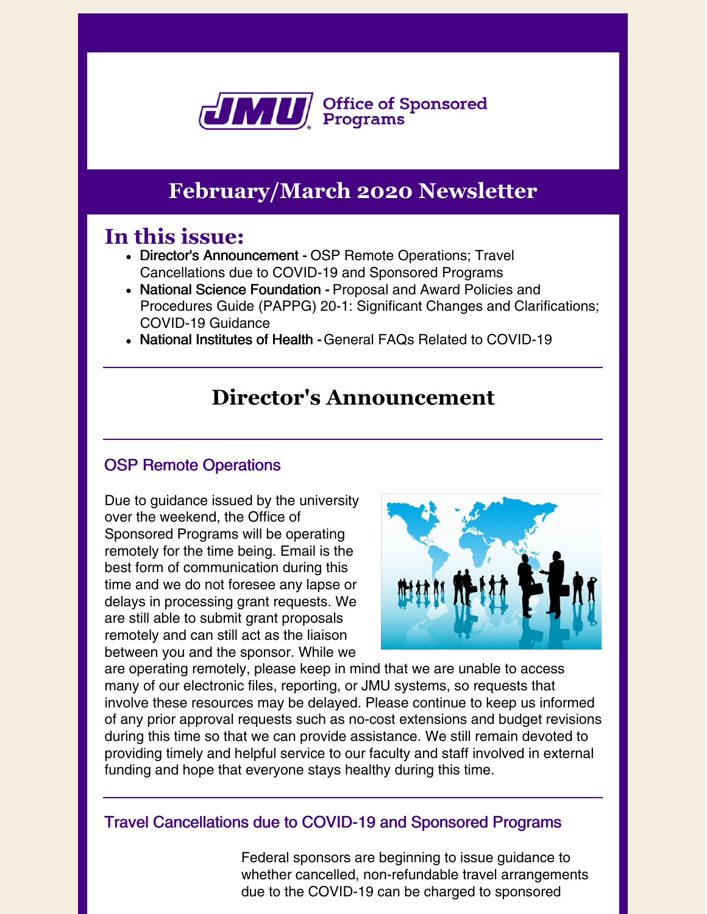# February/March 2020 Newsletter

## In this issue:

- **Director's Announcement -** OSP Remote Operations; Travel Cancellations due to COVID-19 and Sponsored Programs
- **National Science Foundation -** Proposal and Award Policies and Procedures Guide (PAPPG) 20-1: Significant Changes and Clarifications; COVID-19 Guidance
- **National Institutes of Health -** General FAQs Related to COVID-19

## Director's Announcement

### OSP Remote Operations

Due to guidance issued by the university over the weekend, the Office of Sponsored Programs will be operating remotely for the time being. Email is the best form of communication during this time and we do not foresee any lapse or delays in processing grant requests. We are still able to submit grant proposals remotely and can still act as the liaison between you and the sponsor. While we are operating remotely, please keep in mind that we are unable to access many of our electronic files, reporting, or JMU systems, so requests that involve these resources may be delayed. Please continue to keep us informed of any prior approval requests such as no-cost extensions and budget revisions during this time so that we can provide assistance. We still remain devoted to providing timely and helpful service to our faculty and staff involved in external funding and hope that everyone stays healthy during this time.

### Travel Cancellations due to COVID-19 and Sponsored Programs

Federal sponsors are beginning to issue guidance to whether cancelled, non-refundable travel arrangements due to the COVID-19 can be charged to sponsored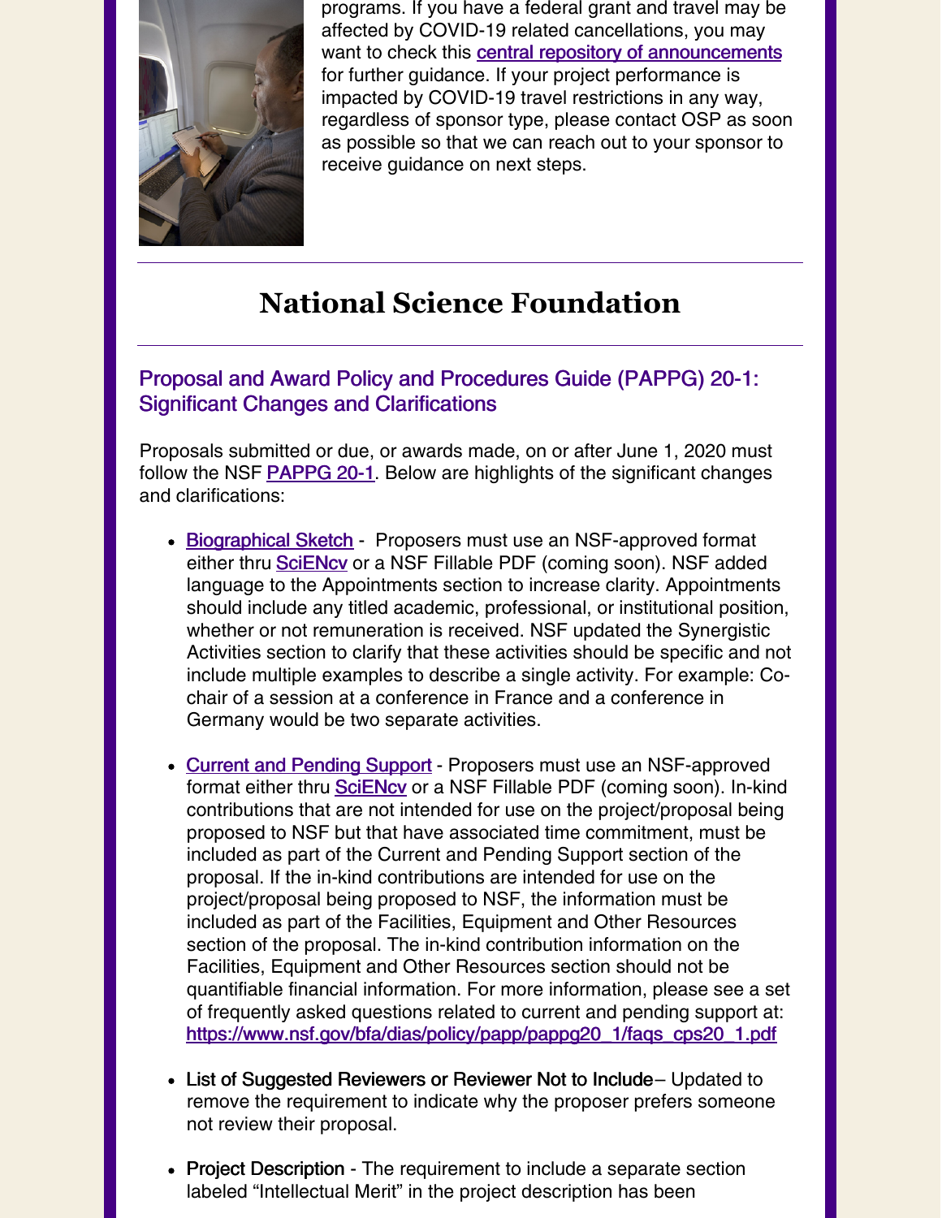programs. If you have a federal grant and travel may be affected by COVID-19 related cancellations, you may want to check this central repository of announcements for further guidance. If your project performance is impacted by COVID-19 travel restrictions in any way, regardless of sponsor type, please contact OSP as soon as possible so that we can reach out to your sponsor to receive guidance on next steps.

# National Science Foundation

## Proposal and Award Policy and Procedures Guide (PAPPG) 20-1: Significant Changes and Clarifications

Proposals submitted or due, or awards made, on or after June 1, 2020 must follow the NSF PAPPG 20-1. Below are highlights of the significant changes and clarifications:

- Biographical Sketch - Proposers must use an NSF-approved format either thru SciENcv or a NSF Fillable PDF (coming soon). NSF added language to the Appointments section to increase clarity. Appointments should include any titled academic, professional, or institutional position, whether or not remuneration is received. NSF updated the Synergistic Activities section to clarify that these activities should be specific and not include multiple examples to describe a single activity. For example: Co-chair of a session at a conference in France and a conference in Germany would be two separate activities.

- Current and Pending Support - Proposers must use an NSF-approved format either thru SciENcv or a NSF Fillable PDF (coming soon). In-kind contributions that are not intended for use on the project/proposal being proposed to NSF but that have associated time commitment, must be included as part of the Current and Pending Support section of the proposal. If the in-kind contributions are intended for use on the project/proposal being proposed to NSF, the information must be included as part of the Facilities, Equipment and Other Resources section of the proposal. The in-kind contribution information on the Facilities, Equipment and Other Resources section should not be quantifiable financial information. For more information, please see a set of frequently asked questions related to current and pending support at: https://www.nsf.gov/bfa/dias/policy/papp/pappg20_1/faqs_cps20_1.pdf

- List of Suggested Reviewers or Reviewer Not to Include– Updated to remove the requirement to indicate why the proposer prefers someone not review their proposal.

- Project Description - The requirement to include a separate section labeled "Intellectual Merit" in the project description has been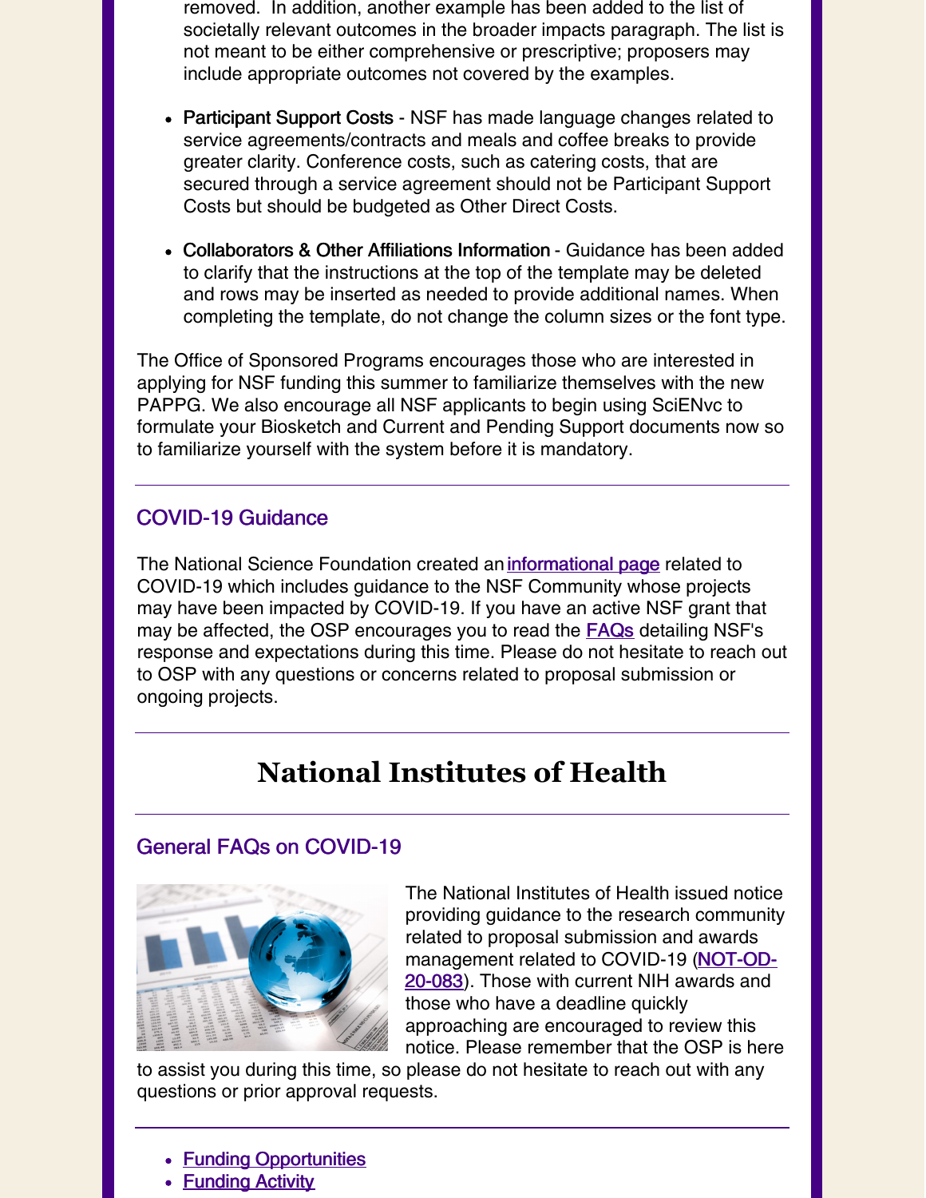removed. In addition, another example has been added to the list of societally relevant outcomes in the broader impacts paragraph. The list is not meant to be either comprehensive or prescriptive; proposers may include appropriate outcomes not covered by the examples.

- Participant Support Costs - NSF has made language changes related to service agreements/contracts and meals and coffee breaks to provide greater clarity. Conference costs, such as catering costs, that are secured through a service agreement should not be Participant Support Costs but should be budgeted as Other Direct Costs.

- Collaborators & Other Affiliations Information - Guidance has been added to clarify that the instructions at the top of the template may be deleted and rows may be inserted as needed to provide additional names. When completing the template, do not change the column sizes or the font type.

The Office of Sponsored Programs encourages those who are interested in applying for NSF funding this summer to familiarize themselves with the new PAPPG. We also encourage all NSF applicants to begin using SciENvc to formulate your Biosketch and Current and Pending Support documents now so to familiarize yourself with the system before it is mandatory.

---

## COVID-19 Guidance

The National Science Foundation created an informational page related to COVID-19 which includes guidance to the NSF Community whose projects may have been impacted by COVID-19. If you have an active NSF grant that may be affected, the OSP encourages you to read the FAQs detailing NSF's response and expectations during this time. Please do not hesitate to reach out to OSP with any questions or concerns related to proposal submission or ongoing projects.

---

# National Institutes of Health

---

## General FAQs on COVID-19

The National Institutes of Health issued notice providing guidance to the research community related to proposal submission and awards management related to COVID-19 (NOT-OD-20-083). Those with current NIH awards and those who have a deadline quickly approaching are encouraged to review this notice. Please remember that the OSP is here to assist you during this time, so please do not hesitate to reach out with any questions or prior approval requests.

---

- Funding Opportunities
- Funding Activity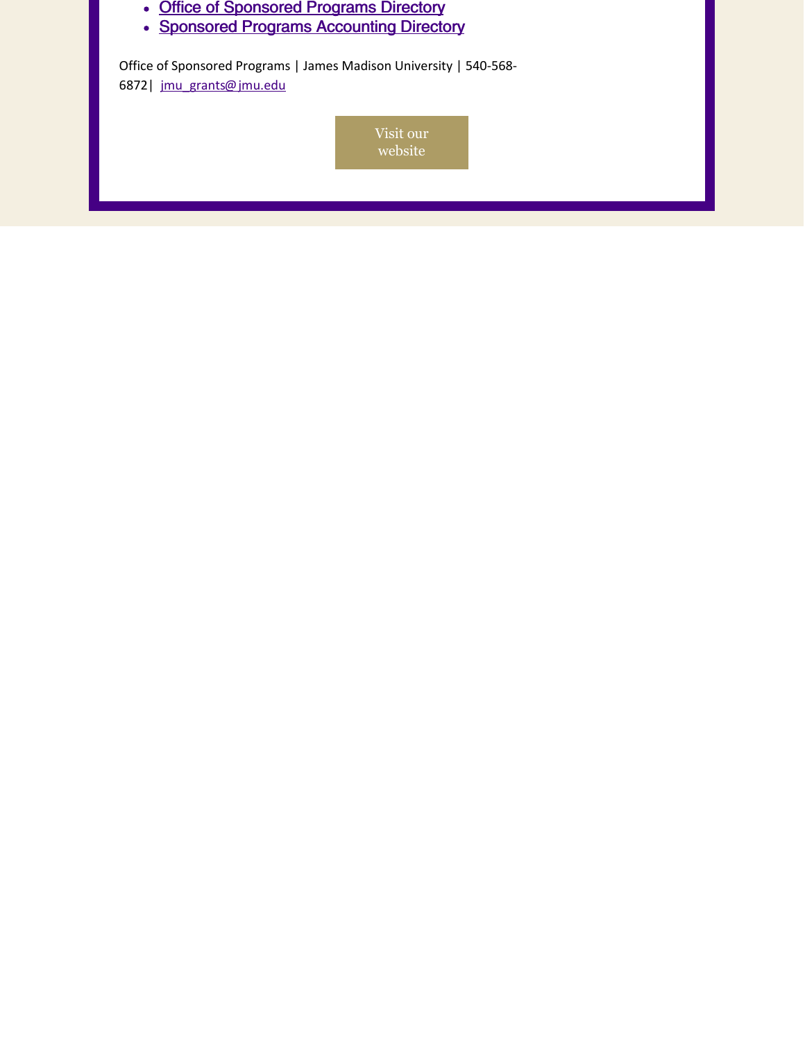- Office of Sponsored Programs Directory
- Sponsored Programs Accounting Directory

Office of Sponsored Programs | James Madison University | 540-568-6872| jmu_grants@jmu.edu

Visit our website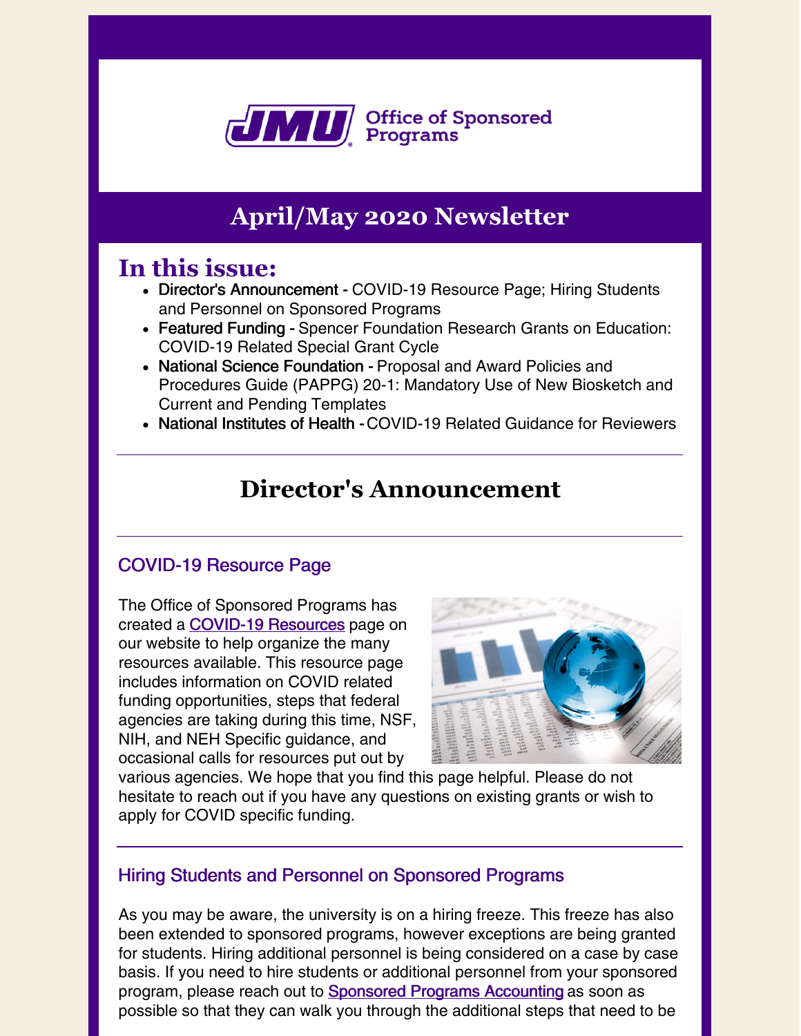JMU Office of Sponsored Programs

# April/May 2020 Newsletter

## In this issue:

- Director's Announcement - COVID-19 Resource Page; Hiring Students and Personnel on Sponsored Programs
- Featured Funding - Spencer Foundation Research Grants on Education: COVID-19 Related Special Grant Cycle
- National Science Foundation - Proposal and Award Policies and Procedures Guide (PAPPG) 20-1: Mandatory Use of New Biosketch and Current and Pending Templates
- National Institutes of Health - COVID-19 Related Guidance for Reviewers

## Director's Announcement

### COVID-19 Resource Page

The Office of Sponsored Programs has created a COVID-19 Resources page on our website to help organize the many resources available. This resource page includes information on COVID related funding opportunities, steps that federal agencies are taking during this time, NSF, NIH, and NEH Specific guidance, and occasional calls for resources put out by various agencies. We hope that you find this page helpful. Please do not hesitate to reach out if you have any questions on existing grants or wish to apply for COVID specific funding.

### Hiring Students and Personnel on Sponsored Programs

As you may be aware, the university is on a hiring freeze. This freeze has also been extended to sponsored programs, however exceptions are being granted for students. Hiring additional personnel is being considered on a case by case basis. If you need to hire students or additional personnel from your sponsored program, please reach out to Sponsored Programs Accounting as soon as possible so that they can walk you through the additional steps that need to be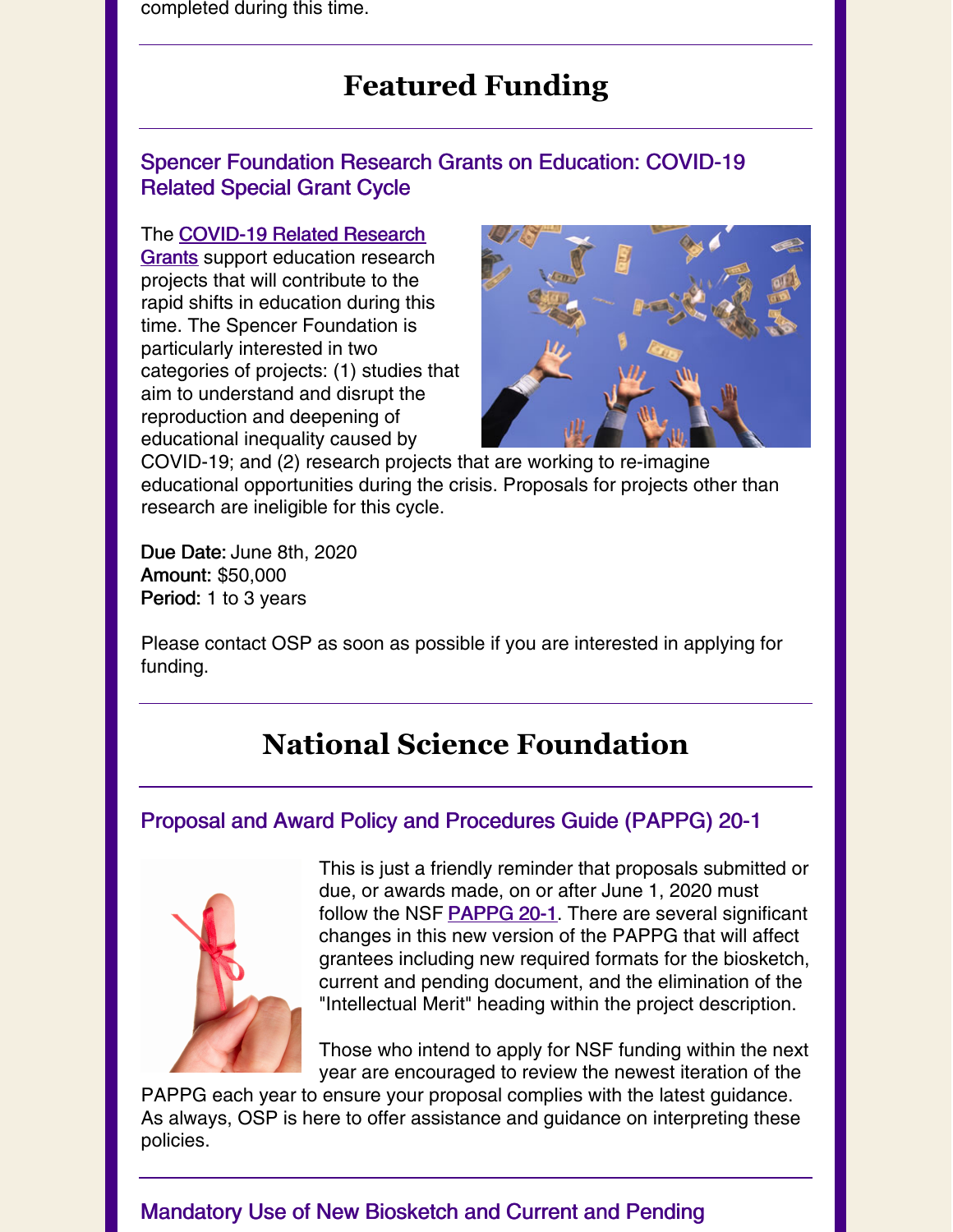completed during this time.

## Featured Funding

### Spencer Foundation Research Grants on Education: COVID-19 Related Special Grant Cycle

The COVID-19 Related Research Grants support education research projects that will contribute to the rapid shifts in education during this time. The Spencer Foundation is particularly interested in two categories of projects: (1) studies that aim to understand and disrupt the reproduction and deepening of educational inequality caused by COVID-19; and (2) research projects that are working to re-imagine educational opportunities during the crisis. Proposals for projects other than research are ineligible for this cycle.

**Due Date:** June 8th, 2020
**Amount:** $50,000
**Period:** 1 to 3 years

Please contact OSP as soon as possible if you are interested in applying for funding.

## National Science Foundation

### Proposal and Award Policy and Procedures Guide (PAPPG) 20-1

This is just a friendly reminder that proposals submitted or due, or awards made, on or after June 1, 2020 must follow the NSF PAPPG 20-1. There are several significant changes in this new version of the PAPPG that will affect grantees including new required formats for the biosketch, current and pending document, and the elimination of the "Intellectual Merit" heading within the project description.

Those who intend to apply for NSF funding within the next year are encouraged to review the newest iteration of the PAPPG each year to ensure your proposal complies with the latest guidance. As always, OSP is here to offer assistance and guidance on interpreting these policies.

### Mandatory Use of New Biosketch and Current and Pending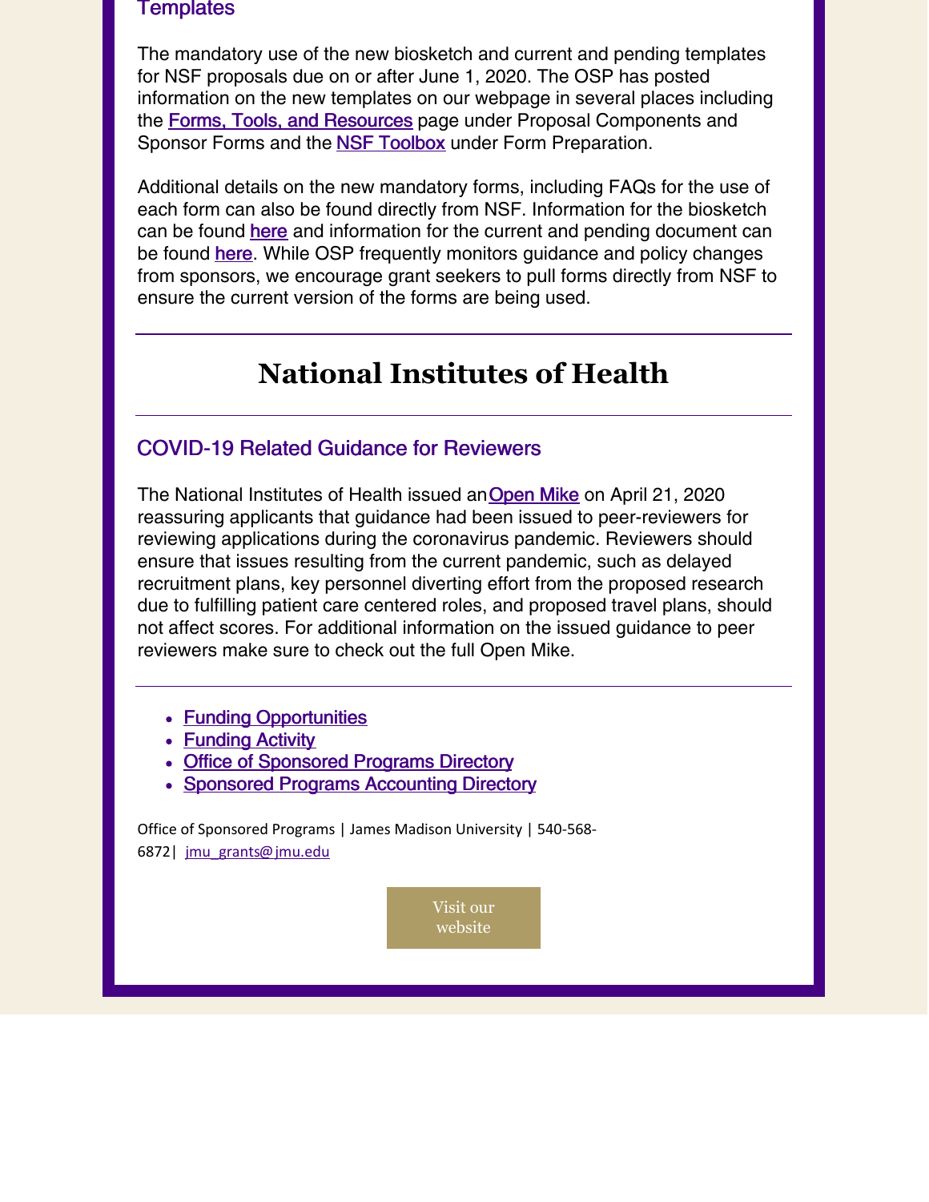### Templates

The mandatory use of the new biosketch and current and pending templates for NSF proposals due on or after June 1, 2020. The OSP has posted information on the new templates on our webpage in several places including the Forms, Tools, and Resources page under Proposal Components and Sponsor Forms and the NSF Toolbox under Form Preparation.

Additional details on the new mandatory forms, including FAQs for the use of each form can also be found directly from NSF. Information for the biosketch can be found here and information for the current and pending document can be found here. While OSP frequently monitors guidance and policy changes from sponsors, we encourage grant seekers to pull forms directly from NSF to ensure the current version of the forms are being used.

---

# National Institutes of Health

---

### COVID-19 Related Guidance for Reviewers

The National Institutes of Health issued an Open Mike on April 21, 2020 reassuring applicants that guidance had been issued to peer-reviewers for reviewing applications during the coronavirus pandemic. Reviewers should ensure that issues resulting from the current pandemic, such as delayed recruitment plans, key personnel diverting effort from the proposed research due to fulfilling patient care centered roles, and proposed travel plans, should not affect scores. For additional information on the issued guidance to peer reviewers make sure to check out the full Open Mike.

---

- Funding Opportunities
- Funding Activity
- Office of Sponsored Programs Directory
- Sponsored Programs Accounting Directory

Office of Sponsored Programs | James Madison University | 540-568-6872| jmu_grants@jmu.edu

Visit our website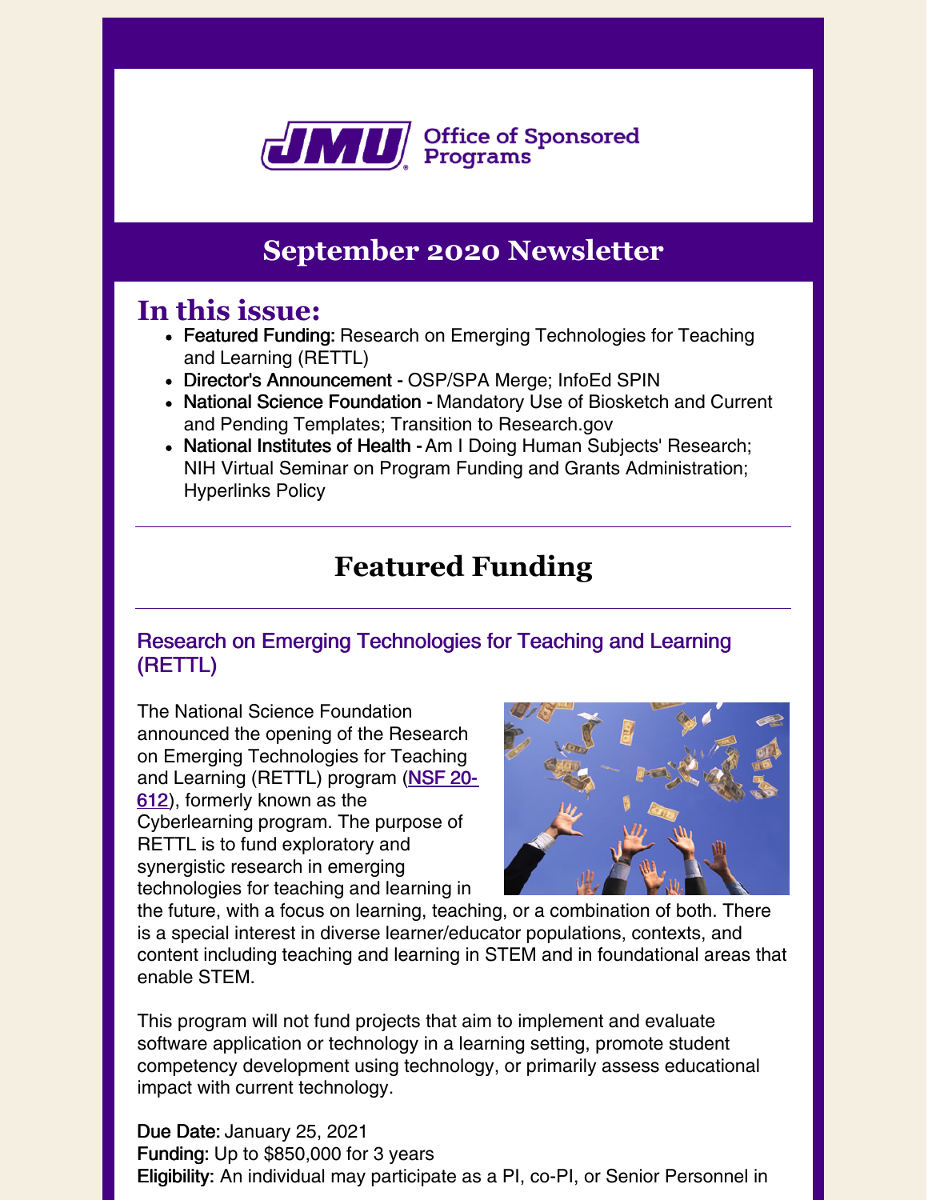JMU Office of Sponsored Programs

# September 2020 Newsletter

## In this issue:

- **Featured Funding:** Research on Emerging Technologies for Teaching and Learning (RETTL)
- **Director's Announcement -** OSP/SPA Merge; InfoEd SPIN
- **National Science Foundation -** Mandatory Use of Biosketch and Current and Pending Templates; Transition to Research.gov
- **National Institutes of Health -** Am I Doing Human Subjects' Research; NIH Virtual Seminar on Program Funding and Grants Administration; Hyperlinks Policy

## Featured Funding

### Research on Emerging Technologies for Teaching and Learning (RETTL)

The National Science Foundation announced the opening of the Research on Emerging Technologies for Teaching and Learning (RETTL) program (NSF 20-612), formerly known as the Cyberlearning program. The purpose of RETTL is to fund exploratory and synergistic research in emerging technologies for teaching and learning in the future, with a focus on learning, teaching, or a combination of both. There is a special interest in diverse learner/educator populations, contexts, and content including teaching and learning in STEM and in foundational areas that enable STEM.

This program will not fund projects that aim to implement and evaluate software application or technology in a learning setting, promote student competency development using technology, or primarily assess educational impact with current technology.

**Due Date:** January 25, 2021
**Funding:** Up to $850,000 for 3 years
**Eligibility:** An individual may participate as a PI, co-PI, or Senior Personnel in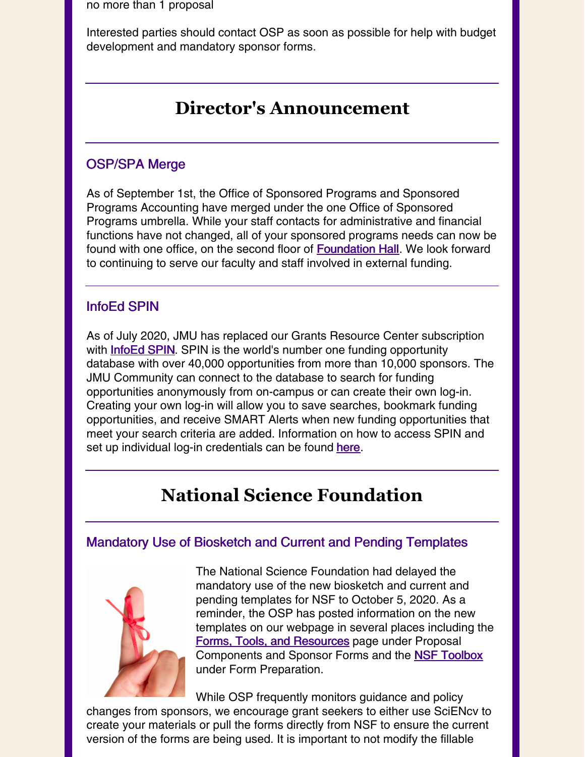no more than 1 proposal

Interested parties should contact OSP as soon as possible for help with budget development and mandatory sponsor forms.

# Director's Announcement

## OSP/SPA Merge

As of September 1st, the Office of Sponsored Programs and Sponsored Programs Accounting have merged under the one Office of Sponsored Programs umbrella. While your staff contacts for administrative and financial functions have not changed, all of your sponsored programs needs can now be found with one office, on the second floor of Foundation Hall. We look forward to continuing to serve our faculty and staff involved in external funding.

## InfoEd SPIN

As of July 2020, JMU has replaced our Grants Resource Center subscription with InfoEd SPIN. SPIN is the world's number one funding opportunity database with over 40,000 opportunities from more than 10,000 sponsors. The JMU Community can connect to the database to search for funding opportunities anonymously from on-campus or can create their own log-in. Creating your own log-in will allow you to save searches, bookmark funding opportunities, and receive SMART Alerts when new funding opportunities that meet your search criteria are added. Information on how to access SPIN and set up individual log-in credentials can be found here.

# National Science Foundation

## Mandatory Use of Biosketch and Current and Pending Templates

The National Science Foundation had delayed the mandatory use of the new biosketch and current and pending templates for NSF to October 5, 2020. As a reminder, the OSP has posted information on the new templates on our webpage in several places including the Forms, Tools, and Resources page under Proposal Components and Sponsor Forms and the NSF Toolbox under Form Preparation.

While OSP frequently monitors guidance and policy changes from sponsors, we encourage grant seekers to either use SciENcv to create your materials or pull the forms directly from NSF to ensure the current version of the forms are being used. It is important to not modify the fillable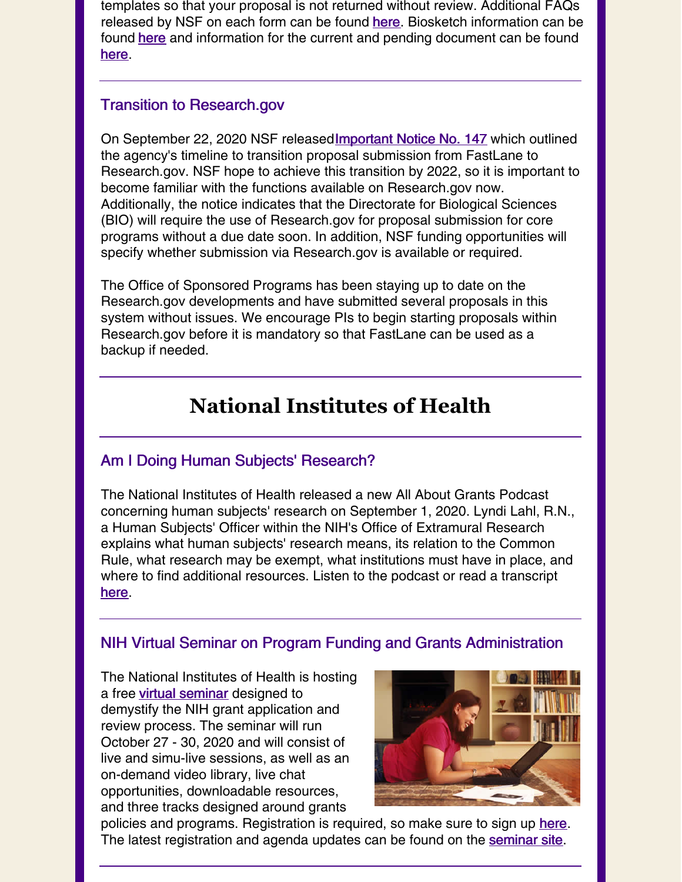templates so that your proposal is not returned without review. Additional FAQs released by NSF on each form can be found here. Biosketch information can be found here and information for the current and pending document can be found here.

### Transition to Research.gov

On September 22, 2020 NSF released Important Notice No. 147 which outlined the agency's timeline to transition proposal submission from FastLane to Research.gov. NSF hope to achieve this transition by 2022, so it is important to become familiar with the functions available on Research.gov now. Additionally, the notice indicates that the Directorate for Biological Sciences (BIO) will require the use of Research.gov for proposal submission for core programs without a due date soon. In addition, NSF funding opportunities will specify whether submission via Research.gov is available or required.

The Office of Sponsored Programs has been staying up to date on the Research.gov developments and have submitted several proposals in this system without issues. We encourage PIs to begin starting proposals within Research.gov before it is mandatory so that FastLane can be used as a backup if needed.

## National Institutes of Health

### Am I Doing Human Subjects' Research?

The National Institutes of Health released a new All About Grants Podcast concerning human subjects' research on September 1, 2020. Lyndi Lahl, R.N., a Human Subjects' Officer within the NIH's Office of Extramural Research explains what human subjects' research means, its relation to the Common Rule, what research may be exempt, what institutions must have in place, and where to find additional resources. Listen to the podcast or read a transcript here.

### NIH Virtual Seminar on Program Funding and Grants Administration

The National Institutes of Health is hosting a free virtual seminar designed to demystify the NIH grant application and review process. The seminar will run October 27 - 30, 2020 and will consist of live and simu-live sessions, as well as an on-demand video library, live chat opportunities, downloadable resources, and three tracks designed around grants policies and programs. Registration is required, so make sure to sign up here. The latest registration and agenda updates can be found on the seminar site.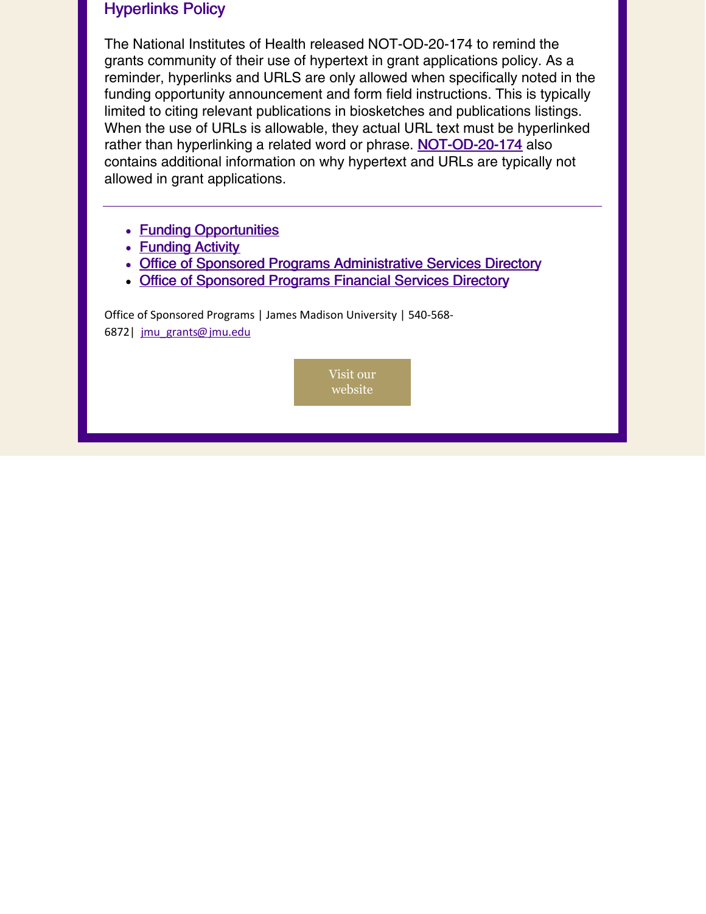## Hyperlinks Policy

The National Institutes of Health released NOT-OD-20-174 to remind the grants community of their use of hypertext in grant applications policy. As a reminder, hyperlinks and URLS are only allowed when specifically noted in the funding opportunity announcement and form field instructions. This is typically limited to citing relevant publications in biosketches and publications listings. When the use of URLs is allowable, they actual URL text must be hyperlinked rather than hyperlinking a related word or phrase. NOT-OD-20-174 also contains additional information on why hypertext and URLs are typically not allowed in grant applications.

---

- Funding Opportunities
- Funding Activity
- Office of Sponsored Programs Administrative Services Directory
- Office of Sponsored Programs Financial Services Directory

Office of Sponsored Programs | James Madison University | 540-568-6872| jmu_grants@jmu.edu

Visit our website